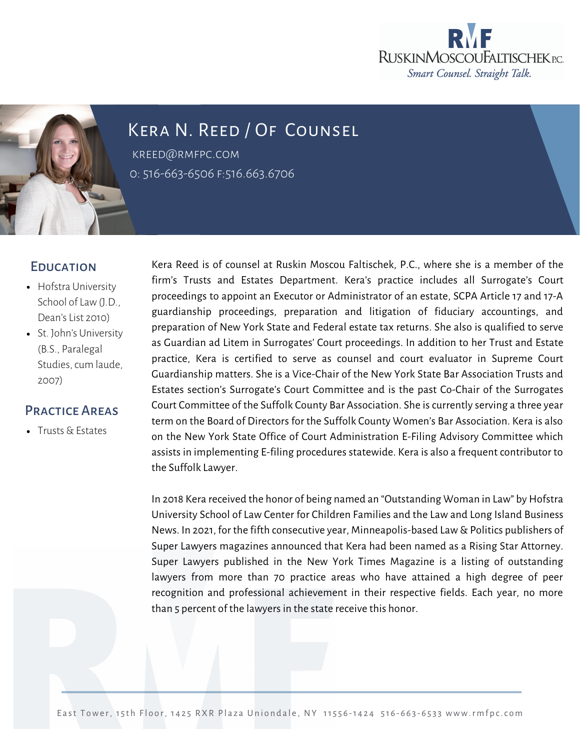RMF
RuskinMoscouFaltischek P.C.
*Smart Counsel. Straight Talk.*

# Kera N. Reed / Of Counsel

KREED@RMFPC.COM

O: 516-663-6506 F:516.663.6706

## Education

- Hofstra University School of Law (J.D., Dean's List 2010)
- St. John's University (B.S., Paralegal Studies, cum laude, 2007)

## Practice Areas

- Trusts & Estates

Kera Reed is of counsel at Ruskin Moscou Faltischek, P.C., where she is a member of the firm's Trusts and Estates Department. Kera's practice includes all Surrogate's Court proceedings to appoint an Executor or Administrator of an estate, SCPA Article 17 and 17-A guardianship proceedings, preparation and litigation of fiduciary accountings, and preparation of New York State and Federal estate tax returns. She also is qualified to serve as Guardian ad Litem in Surrogates' Court proceedings. In addition to her Trust and Estate practice, Kera is certified to serve as counsel and court evaluator in Supreme Court Guardianship matters. She is a Vice-Chair of the New York State Bar Association Trusts and Estates section's Surrogate's Court Committee and is the past Co-Chair of the Surrogates Court Committee of the Suffolk County Bar Association. She is currently serving a three year term on the Board of Directors for the Suffolk County Women's Bar Association. Kera is also on the New York State Office of Court Administration E-Filing Advisory Committee which assists in implementing E-filing procedures statewide. Kera is also a frequent contributor to the Suffolk Lawyer.

In 2018 Kera received the honor of being named an "Outstanding Woman in Law" by Hofstra University School of Law Center for Children Families and the Law and Long Island Business News. In 2021, for the fifth consecutive year, Minneapolis-based Law & Politics publishers of Super Lawyers magazines announced that Kera had been named as a Rising Star Attorney. Super Lawyers published in the New York Times Magazine is a listing of outstanding lawyers from more than 70 practice areas who have attained a high degree of peer recognition and professional achievement in their respective fields. Each year, no more than 5 percent of the lawyers in the state receive this honor.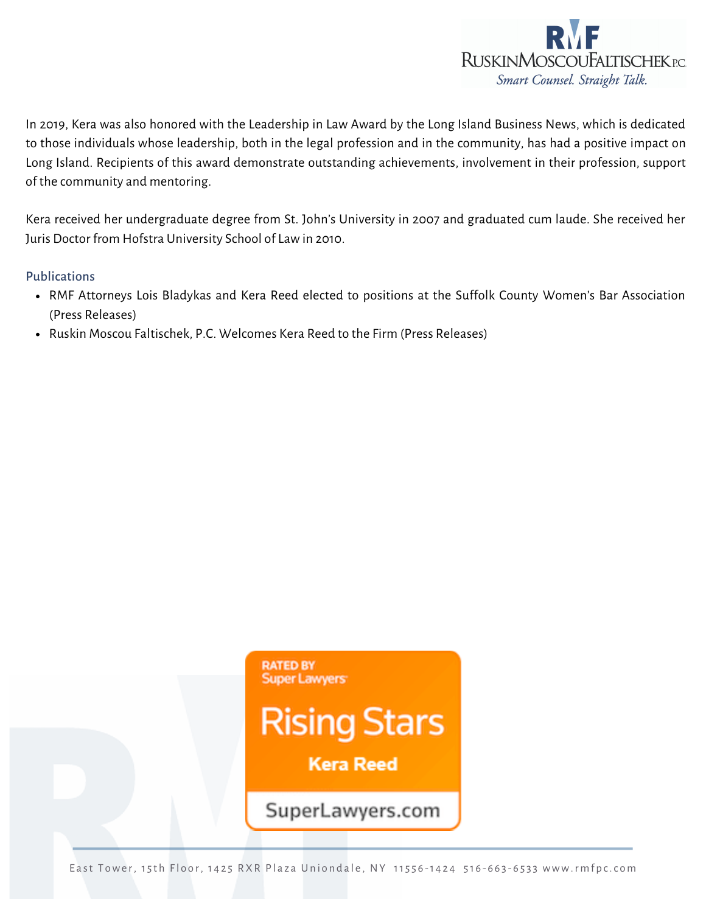In 2019, Kera was also honored with the Leadership in Law Award by the Long Island Business News, which is dedicated to those individuals whose leadership, both in the legal profession and in the community, has had a positive impact on Long Island. Recipients of this award demonstrate outstanding achievements, involvement in their profession, support of the community and mentoring.

Kera received her undergraduate degree from St. John's University in 2007 and graduated cum laude. She received her Juris Doctor from Hofstra University School of Law in 2010.

### Publications

- RMF Attorneys Lois Bladykas and Kera Reed elected to positions at the Suffolk County Women's Bar Association (Press Releases)
- Ruskin Moscou Faltischek, P.C. Welcomes Kera Reed to the Firm (Press Releases)

RATED BY Super Lawyers

Rising Stars

Kera Reed

SuperLawyers.com